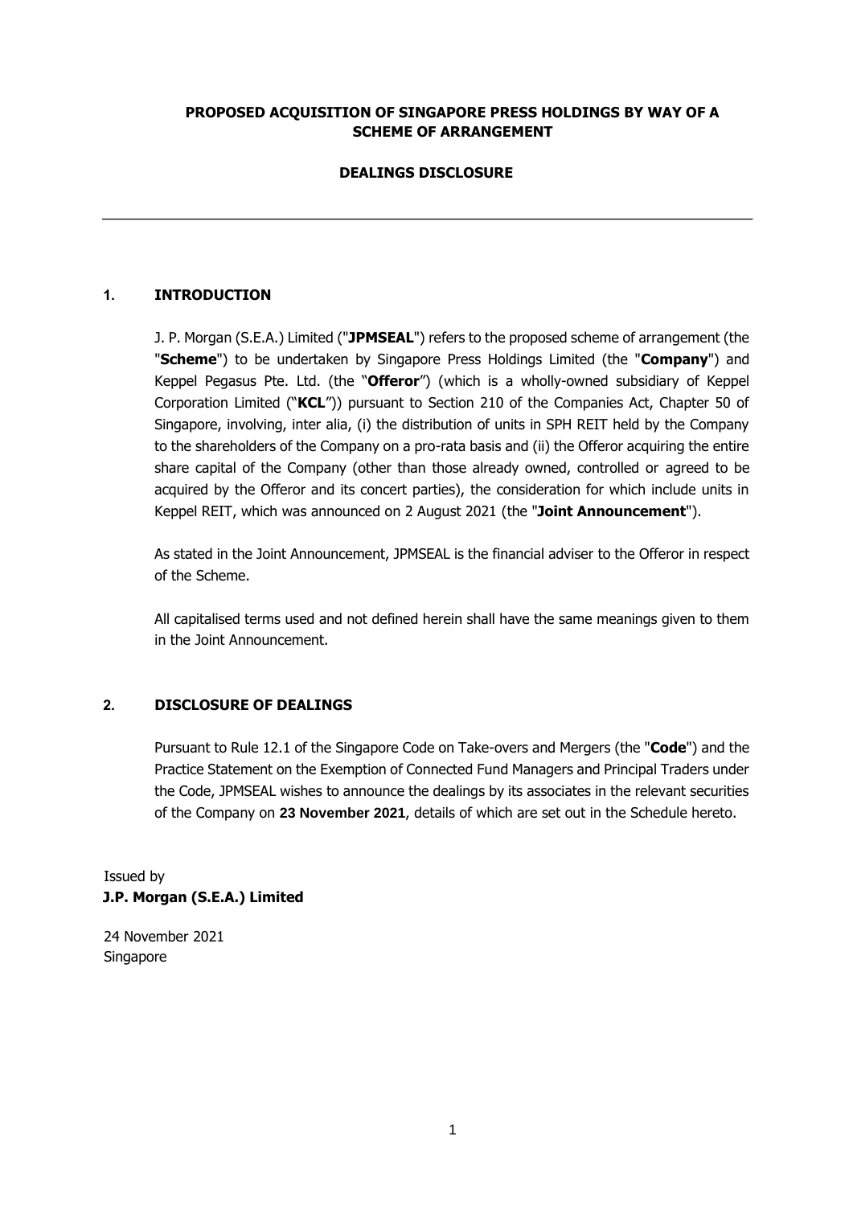**PROPOSED ACQUISITION OF SINGAPORE PRESS HOLDINGS BY WAY OF A SCHEME OF ARRANGEMENT**

**DEALINGS DISCLOSURE**

---

## 1. INTRODUCTION

J. P. Morgan (S.E.A.) Limited ("**JPMSEAL**") refers to the proposed scheme of arrangement (the "**Scheme**") to be undertaken by Singapore Press Holdings Limited (the "**Company**") and Keppel Pegasus Pte. Ltd. (the "**Offeror**") (which is a wholly-owned subsidiary of Keppel Corporation Limited ("**KCL**")) pursuant to Section 210 of the Companies Act, Chapter 50 of Singapore, involving, inter alia, (i) the distribution of units in SPH REIT held by the Company to the shareholders of the Company on a pro-rata basis and (ii) the Offeror acquiring the entire share capital of the Company (other than those already owned, controlled or agreed to be acquired by the Offeror and its concert parties), the consideration for which include units in Keppel REIT, which was announced on 2 August 2021 (the "**Joint Announcement**").

As stated in the Joint Announcement, JPMSEAL is the financial adviser to the Offeror in respect of the Scheme.

All capitalised terms used and not defined herein shall have the same meanings given to them in the Joint Announcement.

## 2. DISCLOSURE OF DEALINGS

Pursuant to Rule 12.1 of the Singapore Code on Take-overs and Mergers (the "**Code**") and the Practice Statement on the Exemption of Connected Fund Managers and Principal Traders under the Code, JPMSEAL wishes to announce the dealings by its associates in the relevant securities of the Company on **23 November 2021**, details of which are set out in the Schedule hereto.

Issued by
**J.P. Morgan (S.E.A.) Limited**

24 November 2021
Singapore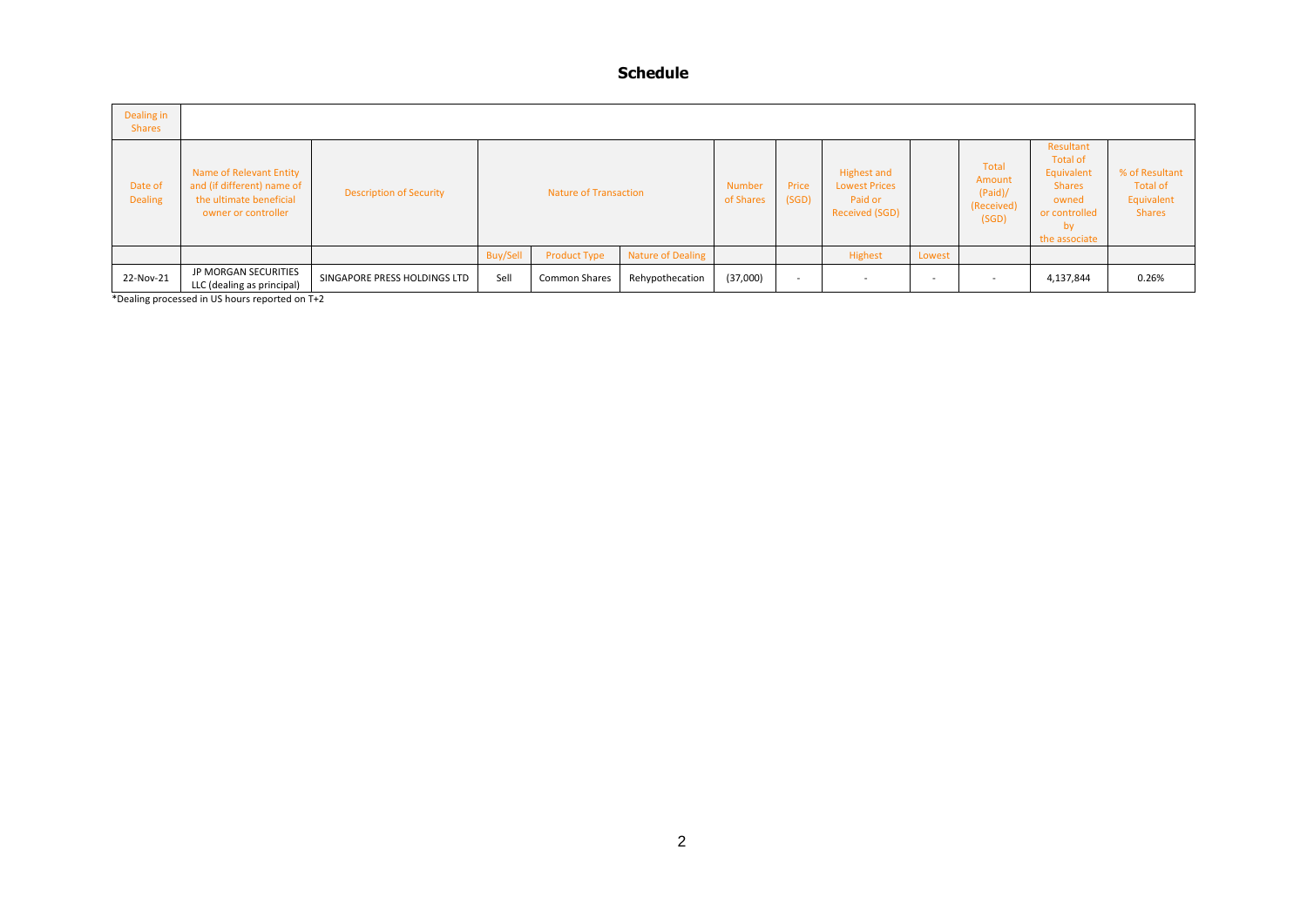## Schedule

| Dealing in Shares | | | | | | | | | | | | |
|---|---|---|---|---|---|---|---|---|---|---|---|---|
| Date of Dealing | Name of Relevant Entity and (if different) name of the ultimate beneficial owner or controller | Description of Security | Nature of Transaction | | | Number of Shares | Price (SGD) | Highest and Lowest Prices Paid or Received (SGD) | | Total Amount (Paid)/ (Received) (SGD) | Resultant Total of Equivalent Shares owned or controlled by the associate | % of Resultant Total of Equivalent Shares |
| | | | Buy/Sell | Product Type | Nature of Dealing | | | Highest | Lowest | | | |
| 22-Nov-21 | JP MORGAN SECURITIES LLC (dealing as principal) | SINGAPORE PRESS HOLDINGS LTD | Sell | Common Shares | Rehypothecation | (37,000) | - | - | - | - | 4,137,844 | 0.26% |

*Dealing processed in US hours reported on T+2